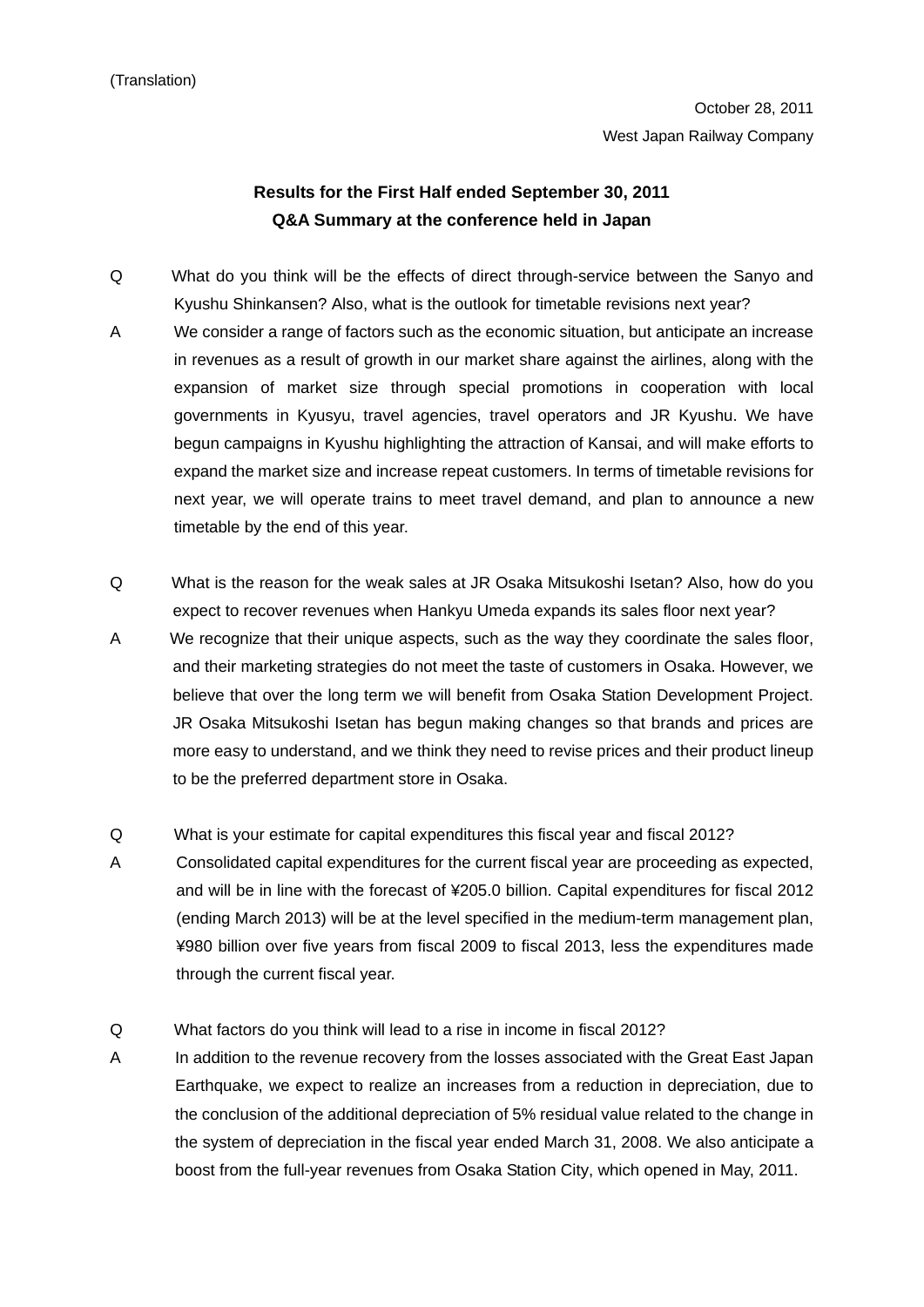(Translation)

October 28, 2011

West Japan Railway Company

**Results for the First Half ended September 30, 2011**

**Q&A Summary at the conference held in Japan**

Q What do you think will be the effects of direct through-service between the Sanyo and Kyushu Shinkansen? Also, what is the outlook for timetable revisions next year?

A We consider a range of factors such as the economic situation, but anticipate an increase in revenues as a result of growth in our market share against the airlines, along with the expansion of market size through special promotions in cooperation with local governments in Kyusyu, travel agencies, travel operators and JR Kyushu. We have begun campaigns in Kyushu highlighting the attraction of Kansai, and will make efforts to expand the market size and increase repeat customers. In terms of timetable revisions for next year, we will operate trains to meet travel demand, and plan to announce a new timetable by the end of this year.

Q What is the reason for the weak sales at JR Osaka Mitsukoshi Isetan? Also, how do you expect to recover revenues when Hankyu Umeda expands its sales floor next year?

A We recognize that their unique aspects, such as the way they coordinate the sales floor, and their marketing strategies do not meet the taste of customers in Osaka. However, we believe that over the long term we will benefit from Osaka Station Development Project. JR Osaka Mitsukoshi Isetan has begun making changes so that brands and prices are more easy to understand, and we think they need to revise prices and their product lineup to be the preferred department store in Osaka.

Q What is your estimate for capital expenditures this fiscal year and fiscal 2012?

A Consolidated capital expenditures for the current fiscal year are proceeding as expected, and will be in line with the forecast of ¥205.0 billion. Capital expenditures for fiscal 2012 (ending March 2013) will be at the level specified in the medium-term management plan, ¥980 billion over five years from fiscal 2009 to fiscal 2013, less the expenditures made through the current fiscal year.

Q What factors do you think will lead to a rise in income in fiscal 2012?

A In addition to the revenue recovery from the losses associated with the Great East Japan Earthquake, we expect to realize an increases from a reduction in depreciation, due to the conclusion of the additional depreciation of 5% residual value related to the change in the system of depreciation in the fiscal year ended March 31, 2008. We also anticipate a boost from the full-year revenues from Osaka Station City, which opened in May, 2011.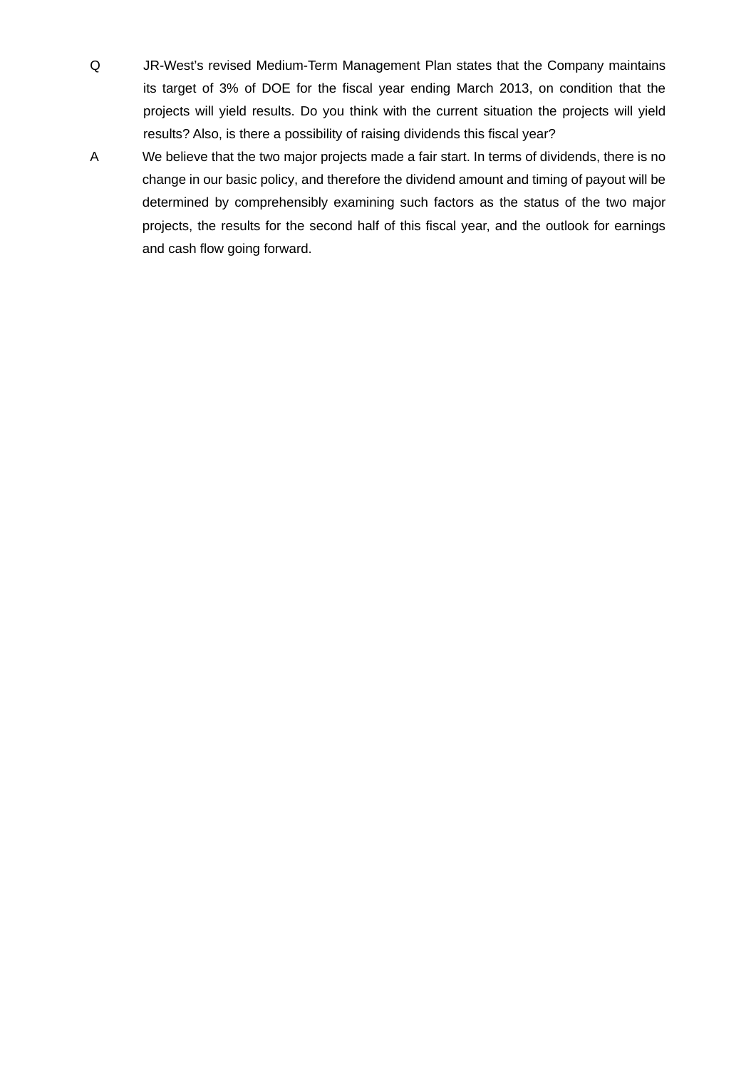Q JR-West's revised Medium-Term Management Plan states that the Company maintains its target of 3% of DOE for the fiscal year ending March 2013, on condition that the projects will yield results. Do you think with the current situation the projects will yield results? Also, is there a possibility of raising dividends this fiscal year?

A We believe that the two major projects made a fair start. In terms of dividends, there is no change in our basic policy, and therefore the dividend amount and timing of payout will be determined by comprehensibly examining such factors as the status of the two major projects, the results for the second half of this fiscal year, and the outlook for earnings and cash flow going forward.